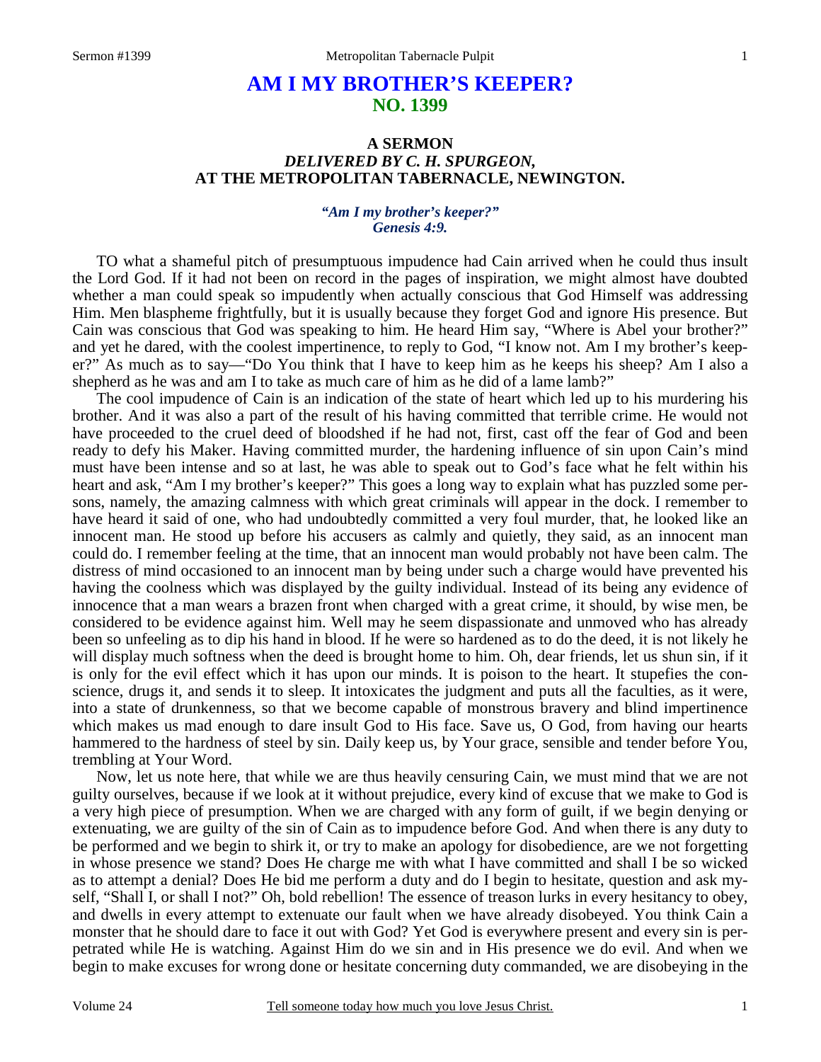# AM I MY BROTHER'S KEEPER?
## NO. 1399

### A SERMON
### *DELIVERED BY C. H. SPURGEON,*
### AT THE METROPOLITAN TABERNACLE, NEWINGTON.

*"Am I my brother's keeper?"*
*Genesis 4:9.*

TO what a shameful pitch of presumptuous impudence had Cain arrived when he could thus insult the Lord God. If it had not been on record in the pages of inspiration, we might almost have doubted whether a man could speak so impudently when actually conscious that God Himself was addressing Him. Men blaspheme frightfully, but it is usually because they forget God and ignore His presence. But Cain was conscious that God was speaking to him. He heard Him say, "Where is Abel your brother?" and yet he dared, with the coolest impertinence, to reply to God, "I know not. Am I my brother's keeper?" As much as to say—"Do You think that I have to keep him as he keeps his sheep? Am I also a shepherd as he was and am I to take as much care of him as he did of a lame lamb?"

The cool impudence of Cain is an indication of the state of heart which led up to his murdering his brother. And it was also a part of the result of his having committed that terrible crime. He would not have proceeded to the cruel deed of bloodshed if he had not, first, cast off the fear of God and been ready to defy his Maker. Having committed murder, the hardening influence of sin upon Cain's mind must have been intense and so at last, he was able to speak out to God's face what he felt within his heart and ask, "Am I my brother's keeper?" This goes a long way to explain what has puzzled some persons, namely, the amazing calmness with which great criminals will appear in the dock. I remember to have heard it said of one, who had undoubtedly committed a very foul murder, that, he looked like an innocent man. He stood up before his accusers as calmly and quietly, they said, as an innocent man could do. I remember feeling at the time, that an innocent man would probably not have been calm. The distress of mind occasioned to an innocent man by being under such a charge would have prevented his having the coolness which was displayed by the guilty individual. Instead of its being any evidence of innocence that a man wears a brazen front when charged with a great crime, it should, by wise men, be considered to be evidence against him. Well may he seem dispassionate and unmoved who has already been so unfeeling as to dip his hand in blood. If he were so hardened as to do the deed, it is not likely he will display much softness when the deed is brought home to him. Oh, dear friends, let us shun sin, if it is only for the evil effect which it has upon our minds. It is poison to the heart. It stupefies the conscience, drugs it, and sends it to sleep. It intoxicates the judgment and puts all the faculties, as it were, into a state of drunkenness, so that we become capable of monstrous bravery and blind impertinence which makes us mad enough to dare insult God to His face. Save us, O God, from having our hearts hammered to the hardness of steel by sin. Daily keep us, by Your grace, sensible and tender before You, trembling at Your Word.

Now, let us note here, that while we are thus heavily censuring Cain, we must mind that we are not guilty ourselves, because if we look at it without prejudice, every kind of excuse that we make to God is a very high piece of presumption. When we are charged with any form of guilt, if we begin denying or extenuating, we are guilty of the sin of Cain as to impudence before God. And when there is any duty to be performed and we begin to shirk it, or try to make an apology for disobedience, are we not forgetting in whose presence we stand? Does He charge me with what I have committed and shall I be so wicked as to attempt a denial? Does He bid me perform a duty and do I begin to hesitate, question and ask myself, "Shall I, or shall I not?" Oh, bold rebellion! The essence of treason lurks in every hesitancy to obey, and dwells in every attempt to extenuate our fault when we have already disobeyed. You think Cain a monster that he should dare to face it out with God? Yet God is everywhere present and every sin is perpetrated while He is watching. Against Him do we sin and in His presence we do evil. And when we begin to make excuses for wrong done or hesitate concerning duty commanded, we are disobeying in the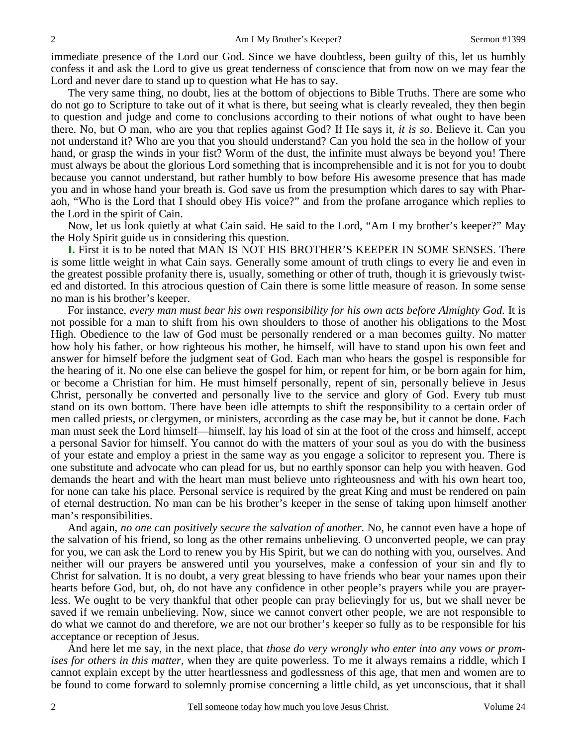immediate presence of the Lord our God. Since we have doubtless, been guilty of this, let us humbly confess it and ask the Lord to give us great tenderness of conscience that from now on we may fear the Lord and never dare to stand up to question what He has to say.

The very same thing, no doubt, lies at the bottom of objections to Bible Truths. There are some who do not go to Scripture to take out of it what is there, but seeing what is clearly revealed, they then begin to question and judge and come to conclusions according to their notions of what ought to have been there. No, but O man, who are you that replies against God? If He says it, *it is so*. Believe it. Can you not understand it? Who are you that you should understand? Can you hold the sea in the hollow of your hand, or grasp the winds in your fist? Worm of the dust, the infinite must always be beyond you! There must always be about the glorious Lord something that is incomprehensible and it is not for you to doubt because you cannot understand, but rather humbly to bow before His awesome presence that has made you and in whose hand your breath is. God save us from the presumption which dares to say with Pharaoh, "Who is the Lord that I should obey His voice?" and from the profane arrogance which replies to the Lord in the spirit of Cain.

Now, let us look quietly at what Cain said. He said to the Lord, "Am I my brother's keeper?" May the Holy Spirit guide us in considering this question.

**I.** First it is to be noted that MAN IS NOT HIS BROTHER'S KEEPER IN SOME SENSES. There is some little weight in what Cain says. Generally some amount of truth clings to every lie and even in the greatest possible profanity there is, usually, something or other of truth, though it is grievously twisted and distorted. In this atrocious question of Cain there is some little measure of reason. In some sense no man is his brother's keeper.

For instance, *every man must bear his own responsibility for his own acts before Almighty God.* It is not possible for a man to shift from his own shoulders to those of another his obligations to the Most High. Obedience to the law of God must be personally rendered or a man becomes guilty. No matter how holy his father, or how righteous his mother, he himself, will have to stand upon his own feet and answer for himself before the judgment seat of God. Each man who hears the gospel is responsible for the hearing of it. No one else can believe the gospel for him, or repent for him, or be born again for him, or become a Christian for him. He must himself personally, repent of sin, personally believe in Jesus Christ, personally be converted and personally live to the service and glory of God. Every tub must stand on its own bottom. There have been idle attempts to shift the responsibility to a certain order of men called priests, or clergymen, or ministers, according as the case may be, but it cannot be done. Each man must seek the Lord himself—himself, lay his load of sin at the foot of the cross and himself, accept a personal Savior for himself. You cannot do with the matters of your soul as you do with the business of your estate and employ a priest in the same way as you engage a solicitor to represent you. There is one substitute and advocate who can plead for us, but no earthly sponsor can help you with heaven. God demands the heart and with the heart man must believe unto righteousness and with his own heart too, for none can take his place. Personal service is required by the great King and must be rendered on pain of eternal destruction. No man can be his brother's keeper in the sense of taking upon himself another man's responsibilities.

And again, *no one can positively secure the salvation of another.* No, he cannot even have a hope of the salvation of his friend, so long as the other remains unbelieving. O unconverted people, we can pray for you, we can ask the Lord to renew you by His Spirit, but we can do nothing with you, ourselves. And neither will our prayers be answered until you yourselves, make a confession of your sin and fly to Christ for salvation. It is no doubt, a very great blessing to have friends who bear your names upon their hearts before God, but, oh, do not have any confidence in other people's prayers while you are prayerless. We ought to be very thankful that other people can pray believingly for us, but we shall never be saved if we remain unbelieving. Now, since we cannot convert other people, we are not responsible to do what we cannot do and therefore, we are not our brother's keeper so fully as to be responsible for his acceptance or reception of Jesus.

And here let me say, in the next place, that *those do very wrongly who enter into any vows or promises for others in this matter,* when they are quite powerless. To me it always remains a riddle, which I cannot explain except by the utter heartlessness and godlessness of this age, that men and women are to be found to come forward to solemnly promise concerning a little child, as yet unconscious, that it shall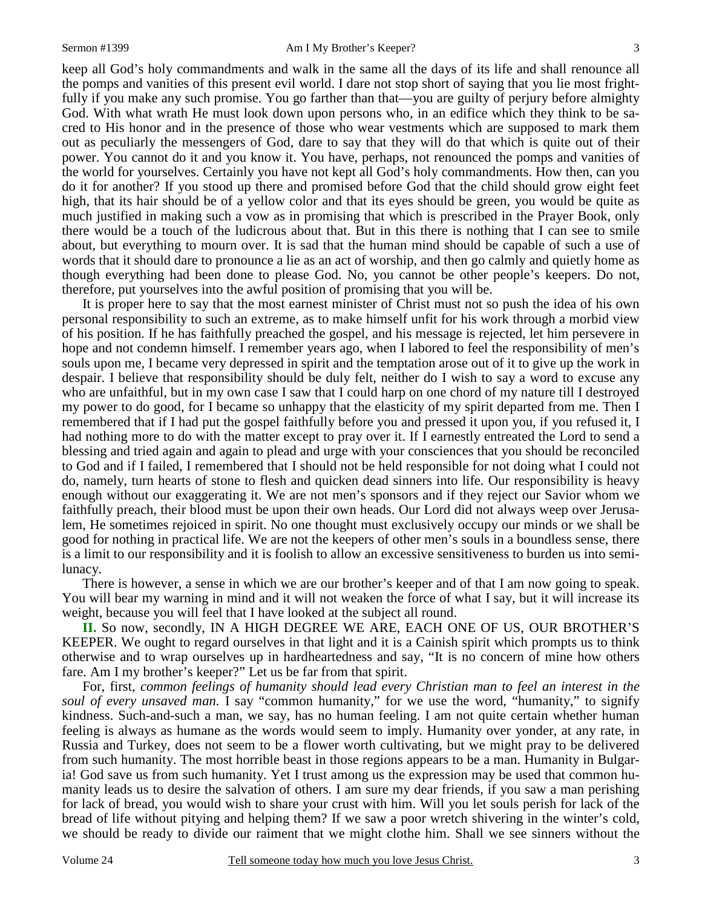keep all God's holy commandments and walk in the same all the days of its life and shall renounce all the pomps and vanities of this present evil world. I dare not stop short of saying that you lie most frightfully if you make any such promise. You go farther than that—you are guilty of perjury before almighty God. With what wrath He must look down upon persons who, in an edifice which they think to be sacred to His honor and in the presence of those who wear vestments which are supposed to mark them out as peculiarly the messengers of God, dare to say that they will do that which is quite out of their power. You cannot do it and you know it. You have, perhaps, not renounced the pomps and vanities of the world for yourselves. Certainly you have not kept all God's holy commandments. How then, can you do it for another? If you stood up there and promised before God that the child should grow eight feet high, that its hair should be of a yellow color and that its eyes should be green, you would be quite as much justified in making such a vow as in promising that which is prescribed in the Prayer Book, only there would be a touch of the ludicrous about that. But in this there is nothing that I can see to smile about, but everything to mourn over. It is sad that the human mind should be capable of such a use of words that it should dare to pronounce a lie as an act of worship, and then go calmly and quietly home as though everything had been done to please God. No, you cannot be other people's keepers. Do not, therefore, put yourselves into the awful position of promising that you will be.

It is proper here to say that the most earnest minister of Christ must not so push the idea of his own personal responsibility to such an extreme, as to make himself unfit for his work through a morbid view of his position. If he has faithfully preached the gospel, and his message is rejected, let him persevere in hope and not condemn himself. I remember years ago, when I labored to feel the responsibility of men's souls upon me, I became very depressed in spirit and the temptation arose out of it to give up the work in despair. I believe that responsibility should be duly felt, neither do I wish to say a word to excuse any who are unfaithful, but in my own case I saw that I could harp on one chord of my nature till I destroyed my power to do good, for I became so unhappy that the elasticity of my spirit departed from me. Then I remembered that if I had put the gospel faithfully before you and pressed it upon you, if you refused it, I had nothing more to do with the matter except to pray over it. If I earnestly entreated the Lord to send a blessing and tried again and again to plead and urge with your consciences that you should be reconciled to God and if I failed, I remembered that I should not be held responsible for not doing what I could not do, namely, turn hearts of stone to flesh and quicken dead sinners into life. Our responsibility is heavy enough without our exaggerating it. We are not men's sponsors and if they reject our Savior whom we faithfully preach, their blood must be upon their own heads. Our Lord did not always weep over Jerusalem, He sometimes rejoiced in spirit. No one thought must exclusively occupy our minds or we shall be good for nothing in practical life. We are not the keepers of other men's souls in a boundless sense, there is a limit to our responsibility and it is foolish to allow an excessive sensitiveness to burden us into semi-lunacy.

There is however, a sense in which we are our brother's keeper and of that I am now going to speak. You will bear my warning in mind and it will not weaken the force of what I say, but it will increase its weight, because you will feel that I have looked at the subject all round.

**II.** So now, secondly, IN A HIGH DEGREE WE ARE, EACH ONE OF US, OUR BROTHER'S KEEPER. We ought to regard ourselves in that light and it is a Cainish spirit which prompts us to think otherwise and to wrap ourselves up in hardheartedness and say, "It is no concern of mine how others fare. Am I my brother's keeper?" Let us be far from that spirit.

For, first, *common feelings of humanity should lead every Christian man to feel an interest in the soul of every unsaved man.* I say "common humanity," for we use the word, "humanity," to signify kindness. Such-and-such a man, we say, has no human feeling. I am not quite certain whether human feeling is always as humane as the words would seem to imply. Humanity over yonder, at any rate, in Russia and Turkey, does not seem to be a flower worth cultivating, but we might pray to be delivered from such humanity. The most horrible beast in those regions appears to be a man. Humanity in Bulgaria! God save us from such humanity. Yet I trust among us the expression may be used that common humanity leads us to desire the salvation of others. I am sure my dear friends, if you saw a man perishing for lack of bread, you would wish to share your crust with him. Will you let souls perish for lack of the bread of life without pitying and helping them? If we saw a poor wretch shivering in the winter's cold, we should be ready to divide our raiment that we might clothe him. Shall we see sinners without the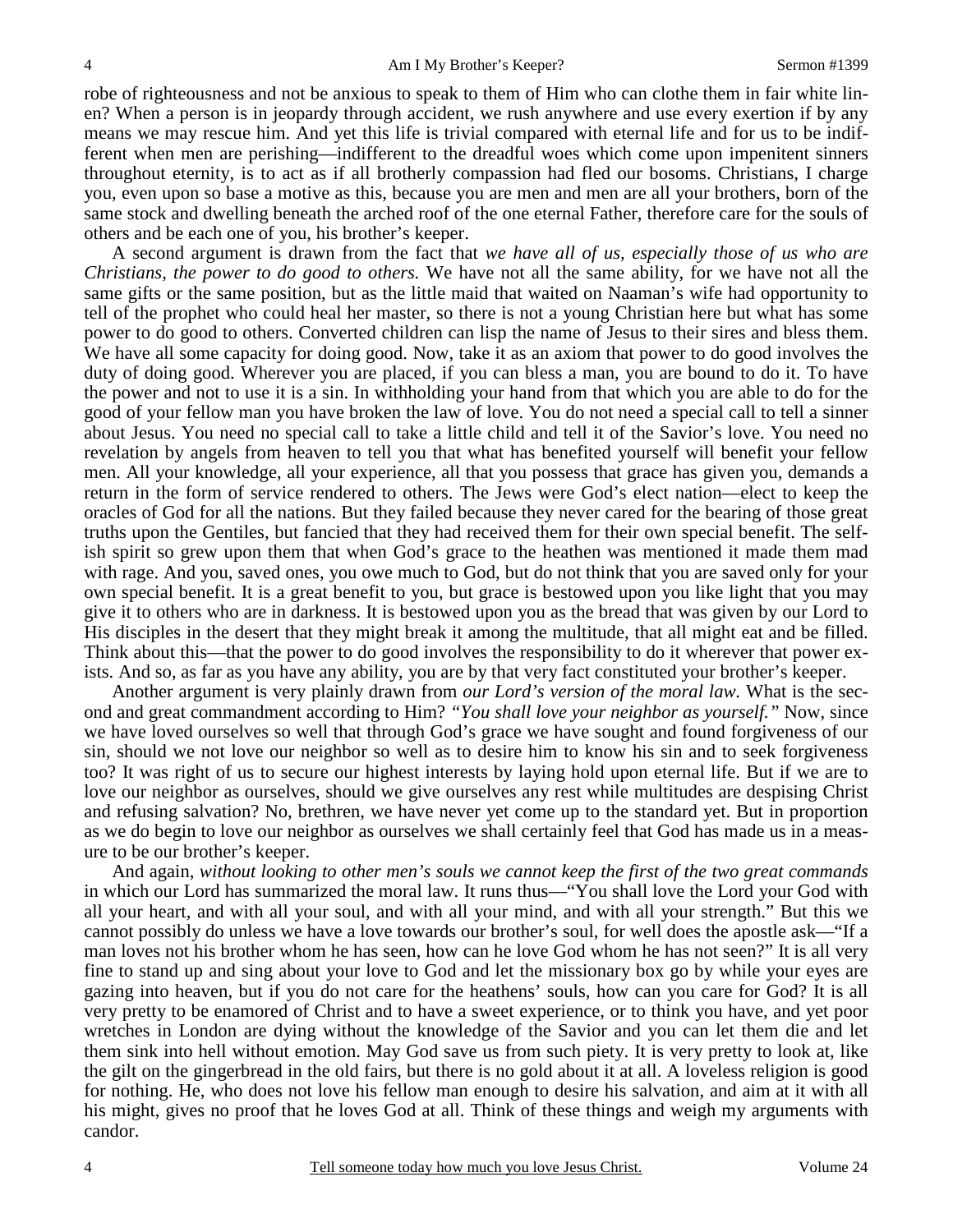robe of righteousness and not be anxious to speak to them of Him who can clothe them in fair white linen? When a person is in jeopardy through accident, we rush anywhere and use every exertion if by any means we may rescue him. And yet this life is trivial compared with eternal life and for us to be indifferent when men are perishing—indifferent to the dreadful woes which come upon impenitent sinners throughout eternity, is to act as if all brotherly compassion had fled our bosoms. Christians, I charge you, even upon so base a motive as this, because you are men and men are all your brothers, born of the same stock and dwelling beneath the arched roof of the one eternal Father, therefore care for the souls of others and be each one of you, his brother's keeper.

A second argument is drawn from the fact that *we have all of us, especially those of us who are Christians, the power to do good to others.* We have not all the same ability, for we have not all the same gifts or the same position, but as the little maid that waited on Naaman's wife had opportunity to tell of the prophet who could heal her master, so there is not a young Christian here but what has some power to do good to others. Converted children can lisp the name of Jesus to their sires and bless them. We have all some capacity for doing good. Now, take it as an axiom that power to do good involves the duty of doing good. Wherever you are placed, if you can bless a man, you are bound to do it. To have the power and not to use it is a sin. In withholding your hand from that which you are able to do for the good of your fellow man you have broken the law of love. You do not need a special call to tell a sinner about Jesus. You need no special call to take a little child and tell it of the Savior's love. You need no revelation by angels from heaven to tell you that what has benefited yourself will benefit your fellow men. All your knowledge, all your experience, all that you possess that grace has given you, demands a return in the form of service rendered to others. The Jews were God's elect nation—elect to keep the oracles of God for all the nations. But they failed because they never cared for the bearing of those great truths upon the Gentiles, but fancied that they had received them for their own special benefit. The selfish spirit so grew upon them that when God's grace to the heathen was mentioned it made them mad with rage. And you, saved ones, you owe much to God, but do not think that you are saved only for your own special benefit. It is a great benefit to you, but grace is bestowed upon you like light that you may give it to others who are in darkness. It is bestowed upon you as the bread that was given by our Lord to His disciples in the desert that they might break it among the multitude, that all might eat and be filled. Think about this—that the power to do good involves the responsibility to do it wherever that power exists. And so, as far as you have any ability, you are by that very fact constituted your brother's keeper.

Another argument is very plainly drawn from *our Lord's version of the moral law.* What is the second and great commandment according to Him? *"You shall love your neighbor as yourself."* Now, since we have loved ourselves so well that through God's grace we have sought and found forgiveness of our sin, should we not love our neighbor so well as to desire him to know his sin and to seek forgiveness too? It was right of us to secure our highest interests by laying hold upon eternal life. But if we are to love our neighbor as ourselves, should we give ourselves any rest while multitudes are despising Christ and refusing salvation? No, brethren, we have never yet come up to the standard yet. But in proportion as we do begin to love our neighbor as ourselves we shall certainly feel that God has made us in a measure to be our brother's keeper.

And again, *without looking to other men's souls we cannot keep the first of the two great commands* in which our Lord has summarized the moral law. It runs thus—"You shall love the Lord your God with all your heart, and with all your soul, and with all your mind, and with all your strength." But this we cannot possibly do unless we have a love towards our brother's soul, for well does the apostle ask—"If a man loves not his brother whom he has seen, how can he love God whom he has not seen?" It is all very fine to stand up and sing about your love to God and let the missionary box go by while your eyes are gazing into heaven, but if you do not care for the heathens' souls, how can you care for God? It is all very pretty to be enamored of Christ and to have a sweet experience, or to think you have, and yet poor wretches in London are dying without the knowledge of the Savior and you can let them die and let them sink into hell without emotion. May God save us from such piety. It is very pretty to look at, like the gilt on the gingerbread in the old fairs, but there is no gold about it at all. A loveless religion is good for nothing. He, who does not love his fellow man enough to desire his salvation, and aim at it with all his might, gives no proof that he loves God at all. Think of these things and weigh my arguments with candor.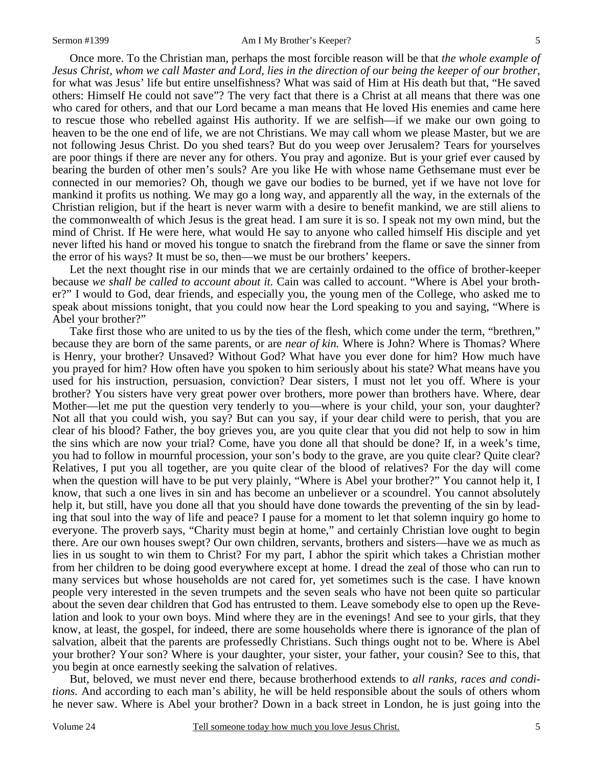Once more. To the Christian man, perhaps the most forcible reason will be that *the whole example of Jesus Christ, whom we call Master and Lord, lies in the direction of our being the keeper of our brother,* for what was Jesus' life but entire unselfishness? What was said of Him at His death but that, "He saved others: Himself He could not save"? The very fact that there is a Christ at all means that there was one who cared for others, and that our Lord became a man means that He loved His enemies and came here to rescue those who rebelled against His authority. If we are selfish—if we make our own going to heaven to be the one end of life, we are not Christians. We may call whom we please Master, but we are not following Jesus Christ. Do you shed tears? But do you weep over Jerusalem? Tears for yourselves are poor things if there are never any for others. You pray and agonize. But is your grief ever caused by bearing the burden of other men's souls? Are you like He with whose name Gethsemane must ever be connected in our memories? Oh, though we gave our bodies to be burned, yet if we have not love for mankind it profits us nothing. We may go a long way, and apparently all the way, in the externals of the Christian religion, but if the heart is never warm with a desire to benefit mankind, we are still aliens to the commonwealth of which Jesus is the great head. I am sure it is so. I speak not my own mind, but the mind of Christ. If He were here, what would He say to anyone who called himself His disciple and yet never lifted his hand or moved his tongue to snatch the firebrand from the flame or save the sinner from the error of his ways? It must be so, then—we must be our brothers' keepers.

Let the next thought rise in our minds that we are certainly ordained to the office of brother-keeper because *we shall be called to account about it.* Cain was called to account. "Where is Abel your brother?" I would to God, dear friends, and especially you, the young men of the College, who asked me to speak about missions tonight, that you could now hear the Lord speaking to you and saying, "Where is Abel your brother?"

Take first those who are united to us by the ties of the flesh, which come under the term, "brethren," because they are born of the same parents, or are *near of kin.* Where is John? Where is Thomas? Where is Henry, your brother? Unsaved? Without God? What have you ever done for him? How much have you prayed for him? How often have you spoken to him seriously about his state? What means have you used for his instruction, persuasion, conviction? Dear sisters, I must not let you off. Where is your brother? You sisters have very great power over brothers, more power than brothers have. Where, dear Mother—let me put the question very tenderly to you—where is your child, your son, your daughter? Not all that you could wish, you say? But can you say, if your dear child were to perish, that you are clear of his blood? Father, the boy grieves you, are you quite clear that you did not help to sow in him the sins which are now your trial? Come, have you done all that should be done? If, in a week's time, you had to follow in mournful procession, your son's body to the grave, are you quite clear? Quite clear? Relatives, I put you all together, are you quite clear of the blood of relatives? For the day will come when the question will have to be put very plainly, "Where is Abel your brother?" You cannot help it, I know, that such a one lives in sin and has become an unbeliever or a scoundrel. You cannot absolutely help it, but still, have you done all that you should have done towards the preventing of the sin by leading that soul into the way of life and peace? I pause for a moment to let that solemn inquiry go home to everyone. The proverb says, "Charity must begin at home," and certainly Christian love ought to begin there. Are our own houses swept? Our own children, servants, brothers and sisters—have we as much as lies in us sought to win them to Christ? For my part, I abhor the spirit which takes a Christian mother from her children to be doing good everywhere except at home. I dread the zeal of those who can run to many services but whose households are not cared for, yet sometimes such is the case. I have known people very interested in the seven trumpets and the seven seals who have not been quite so particular about the seven dear children that God has entrusted to them. Leave somebody else to open up the Revelation and look to your own boys. Mind where they are in the evenings! And see to your girls, that they know, at least, the gospel, for indeed, there are some households where there is ignorance of the plan of salvation, albeit that the parents are professedly Christians. Such things ought not to be. Where is Abel your brother? Your son? Where is your daughter, your sister, your father, your cousin? See to this, that you begin at once earnestly seeking the salvation of relatives.

But, beloved, we must never end there, because brotherhood extends to *all ranks, races and conditions.* And according to each man's ability, he will be held responsible about the souls of others whom he never saw. Where is Abel your brother? Down in a back street in London, he is just going into the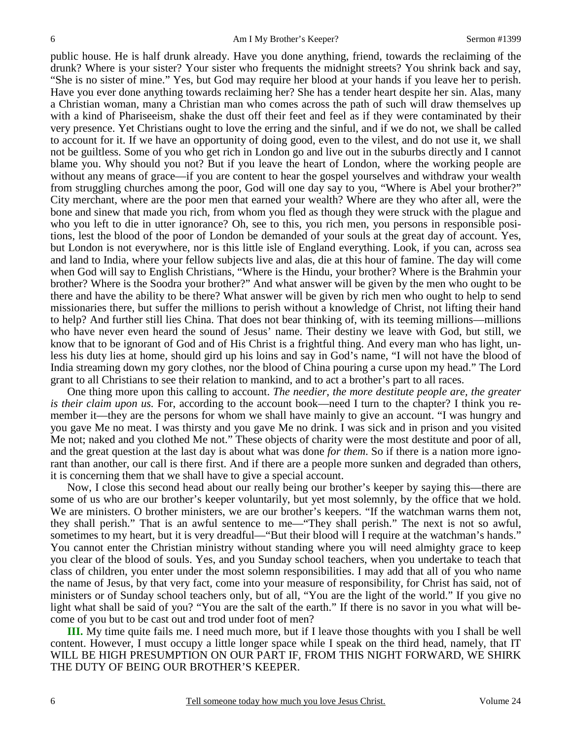public house. He is half drunk already. Have you done anything, friend, towards the reclaiming of the drunk? Where is your sister? Your sister who frequents the midnight streets? You shrink back and say, "She is no sister of mine." Yes, but God may require her blood at your hands if you leave her to perish. Have you ever done anything towards reclaiming her? She has a tender heart despite her sin. Alas, many a Christian woman, many a Christian man who comes across the path of such will draw themselves up with a kind of Phariseeism, shake the dust off their feet and feel as if they were contaminated by their very presence. Yet Christians ought to love the erring and the sinful, and if we do not, we shall be called to account for it. If we have an opportunity of doing good, even to the vilest, and do not use it, we shall not be guiltless. Some of you who get rich in London go and live out in the suburbs directly and I cannot blame you. Why should you not? But if you leave the heart of London, where the working people are without any means of grace—if you are content to hear the gospel yourselves and withdraw your wealth from struggling churches among the poor, God will one day say to you, "Where is Abel your brother?" City merchant, where are the poor men that earned your wealth? Where are they who after all, were the bone and sinew that made you rich, from whom you fled as though they were struck with the plague and who you left to die in utter ignorance? Oh, see to this, you rich men, you persons in responsible positions, lest the blood of the poor of London be demanded of your souls at the great day of account. Yes, but London is not everywhere, nor is this little isle of England everything. Look, if you can, across sea and land to India, where your fellow subjects live and alas, die at this hour of famine. The day will come when God will say to English Christians, "Where is the Hindu, your brother? Where is the Brahmin your brother? Where is the Soodra your brother?" And what answer will be given by the men who ought to be there and have the ability to be there? What answer will be given by rich men who ought to help to send missionaries there, but suffer the millions to perish without a knowledge of Christ, not lifting their hand to help? And further still lies China. That does not bear thinking of, with its teeming millions—millions who have never even heard the sound of Jesus' name. Their destiny we leave with God, but still, we know that to be ignorant of God and of His Christ is a frightful thing. And every man who has light, unless his duty lies at home, should gird up his loins and say in God's name, "I will not have the blood of India streaming down my gory clothes, nor the blood of China pouring a curse upon my head." The Lord grant to all Christians to see their relation to mankind, and to act a brother's part to all races.

One thing more upon this calling to account. *The needier, the more destitute people are, the greater is their claim upon us.* For, according to the account book—need I turn to the chapter? I think you remember it—they are the persons for whom we shall have mainly to give an account. "I was hungry and you gave Me no meat. I was thirsty and you gave Me no drink. I was sick and in prison and you visited Me not; naked and you clothed Me not." These objects of charity were the most destitute and poor of all, and the great question at the last day is about what was done *for them*. So if there is a nation more ignorant than another, our call is there first. And if there are a people more sunken and degraded than others, it is concerning them that we shall have to give a special account.

Now, I close this second head about our really being our brother's keeper by saying this—there are some of us who are our brother's keeper voluntarily, but yet most solemnly, by the office that we hold. We are ministers. O brother ministers, we are our brother's keepers. "If the watchman warns them not, they shall perish." That is an awful sentence to me—"They shall perish." The next is not so awful, sometimes to my heart, but it is very dreadful—"But their blood will I require at the watchman's hands." You cannot enter the Christian ministry without standing where you will need almighty grace to keep you clear of the blood of souls. Yes, and you Sunday school teachers, when you undertake to teach that class of children, you enter under the most solemn responsibilities. I may add that all of you who name the name of Jesus, by that very fact, come into your measure of responsibility, for Christ has said, not of ministers or of Sunday school teachers only, but of all, "You are the light of the world." If you give no light what shall be said of you? "You are the salt of the earth." If there is no savor in you what will become of you but to be cast out and trod under foot of men?

**III.** My time quite fails me. I need much more, but if I leave those thoughts with you I shall be well content. However, I must occupy a little longer space while I speak on the third head, namely, that IT WILL BE HIGH PRESUMPTION ON OUR PART IF, FROM THIS NIGHT FORWARD, WE SHIRK THE DUTY OF BEING OUR BROTHER'S KEEPER.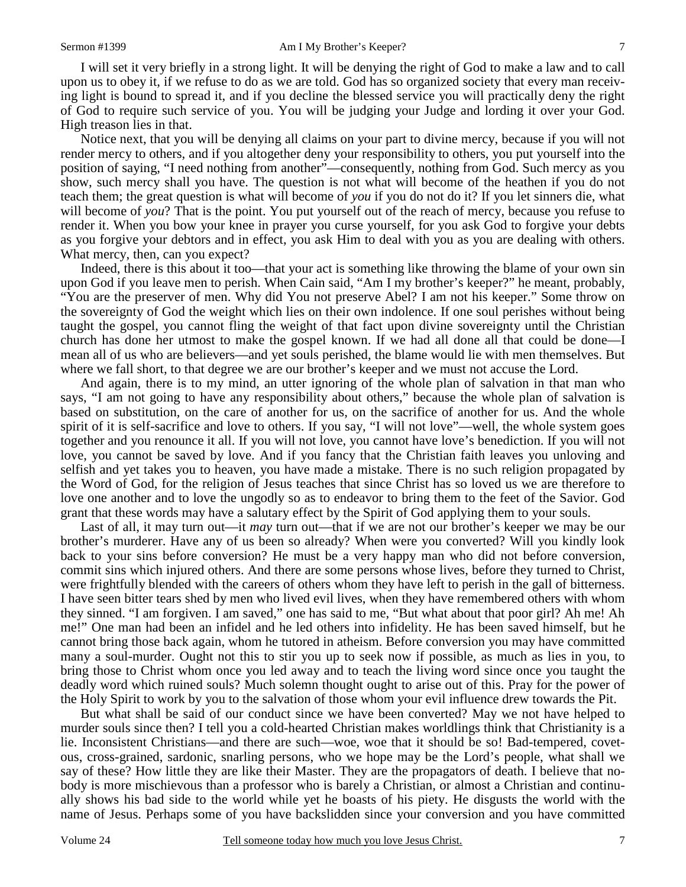I will set it very briefly in a strong light. It will be denying the right of God to make a law and to call upon us to obey it, if we refuse to do as we are told. God has so organized society that every man receiving light is bound to spread it, and if you decline the blessed service you will practically deny the right of God to require such service of you. You will be judging your Judge and lording it over your God. High treason lies in that.

Notice next, that you will be denying all claims on your part to divine mercy, because if you will not render mercy to others, and if you altogether deny your responsibility to others, you put yourself into the position of saying, "I need nothing from another"—consequently, nothing from God. Such mercy as you show, such mercy shall you have. The question is not what will become of the heathen if you do not teach them; the great question is what will become of *you* if you do not do it? If you let sinners die, what will become of *you*? That is the point. You put yourself out of the reach of mercy, because you refuse to render it. When you bow your knee in prayer you curse yourself, for you ask God to forgive your debts as you forgive your debtors and in effect, you ask Him to deal with you as you are dealing with others. What mercy, then, can you expect?

Indeed, there is this about it too—that your act is something like throwing the blame of your own sin upon God if you leave men to perish. When Cain said, "Am I my brother's keeper?" he meant, probably, "You are the preserver of men. Why did You not preserve Abel? I am not his keeper." Some throw on the sovereignty of God the weight which lies on their own indolence. If one soul perishes without being taught the gospel, you cannot fling the weight of that fact upon divine sovereignty until the Christian church has done her utmost to make the gospel known. If we had all done all that could be done—I mean all of us who are believers—and yet souls perished, the blame would lie with men themselves. But where we fall short, to that degree we are our brother's keeper and we must not accuse the Lord.

And again, there is to my mind, an utter ignoring of the whole plan of salvation in that man who says, "I am not going to have any responsibility about others," because the whole plan of salvation is based on substitution, on the care of another for us, on the sacrifice of another for us. And the whole spirit of it is self-sacrifice and love to others. If you say, "I will not love"—well, the whole system goes together and you renounce it all. If you will not love, you cannot have love's benediction. If you will not love, you cannot be saved by love. And if you fancy that the Christian faith leaves you unloving and selfish and yet takes you to heaven, you have made a mistake. There is no such religion propagated by the Word of God, for the religion of Jesus teaches that since Christ has so loved us we are therefore to love one another and to love the ungodly so as to endeavor to bring them to the feet of the Savior. God grant that these words may have a salutary effect by the Spirit of God applying them to your souls.

Last of all, it may turn out—it *may* turn out—that if we are not our brother's keeper we may be our brother's murderer. Have any of us been so already? When were you converted? Will you kindly look back to your sins before conversion? He must be a very happy man who did not before conversion, commit sins which injured others. And there are some persons whose lives, before they turned to Christ, were frightfully blended with the careers of others whom they have left to perish in the gall of bitterness. I have seen bitter tears shed by men who lived evil lives, when they have remembered others with whom they sinned. "I am forgiven. I am saved," one has said to me, "But what about that poor girl? Ah me! Ah me!" One man had been an infidel and he led others into infidelity. He has been saved himself, but he cannot bring those back again, whom he tutored in atheism. Before conversion you may have committed many a soul-murder. Ought not this to stir you up to seek now if possible, as much as lies in you, to bring those to Christ whom once you led away and to teach the living word since once you taught the deadly word which ruined souls? Much solemn thought ought to arise out of this. Pray for the power of the Holy Spirit to work by you to the salvation of those whom your evil influence drew towards the Pit.

But what shall be said of our conduct since we have been converted? May we not have helped to murder souls since then? I tell you a cold-hearted Christian makes worldlings think that Christianity is a lie. Inconsistent Christians—and there are such—woe, woe that it should be so! Bad-tempered, covetous, cross-grained, sardonic, snarling persons, who we hope may be the Lord's people, what shall we say of these? How little they are like their Master. They are the propagators of death. I believe that nobody is more mischievous than a professor who is barely a Christian, or almost a Christian and continually shows his bad side to the world while yet he boasts of his piety. He disgusts the world with the name of Jesus. Perhaps some of you have backslidden since your conversion and you have committed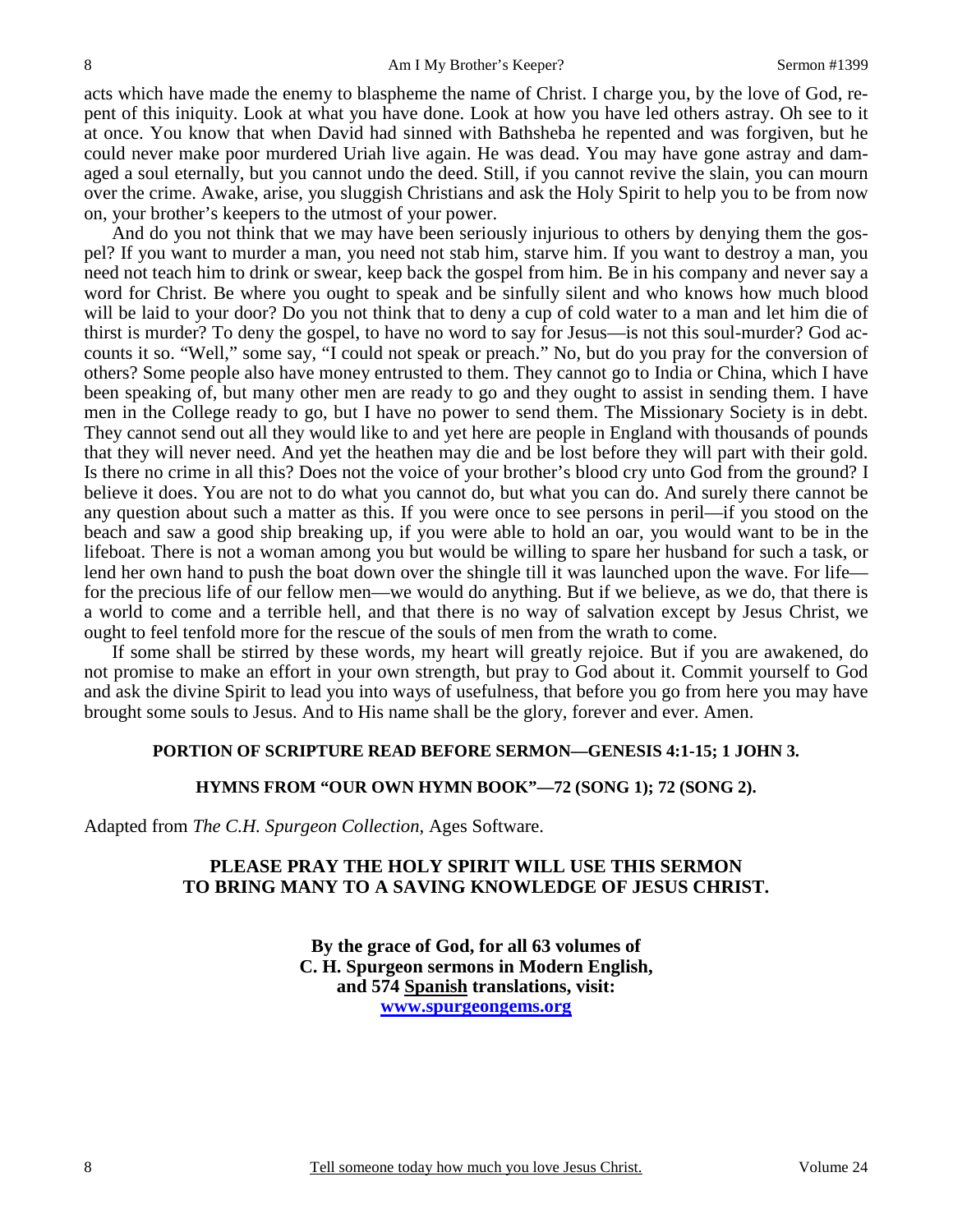acts which have made the enemy to blaspheme the name of Christ. I charge you, by the love of God, repent of this iniquity. Look at what you have done. Look at how you have led others astray. Oh see to it at once. You know that when David had sinned with Bathsheba he repented and was forgiven, but he could never make poor murdered Uriah live again. He was dead. You may have gone astray and damaged a soul eternally, but you cannot undo the deed. Still, if you cannot revive the slain, you can mourn over the crime. Awake, arise, you sluggish Christians and ask the Holy Spirit to help you to be from now on, your brother's keepers to the utmost of your power.

And do you not think that we may have been seriously injurious to others by denying them the gospel? If you want to murder a man, you need not stab him, starve him. If you want to destroy a man, you need not teach him to drink or swear, keep back the gospel from him. Be in his company and never say a word for Christ. Be where you ought to speak and be sinfully silent and who knows how much blood will be laid to your door? Do you not think that to deny a cup of cold water to a man and let him die of thirst is murder? To deny the gospel, to have no word to say for Jesus—is not this soul-murder? God accounts it so. "Well," some say, "I could not speak or preach." No, but do you pray for the conversion of others? Some people also have money entrusted to them. They cannot go to India or China, which I have been speaking of, but many other men are ready to go and they ought to assist in sending them. I have men in the College ready to go, but I have no power to send them. The Missionary Society is in debt. They cannot send out all they would like to and yet here are people in England with thousands of pounds that they will never need. And yet the heathen may die and be lost before they will part with their gold. Is there no crime in all this? Does not the voice of your brother's blood cry unto God from the ground? I believe it does. You are not to do what you cannot do, but what you can do. And surely there cannot be any question about such a matter as this. If you were once to see persons in peril—if you stood on the beach and saw a good ship breaking up, if you were able to hold an oar, you would want to be in the lifeboat. There is not a woman among you but would be willing to spare her husband for such a task, or lend her own hand to push the boat down over the shingle till it was launched upon the wave. For life—for the precious life of our fellow men—we would do anything. But if we believe, as we do, that there is a world to come and a terrible hell, and that there is no way of salvation except by Jesus Christ, we ought to feel tenfold more for the rescue of the souls of men from the wrath to come.

If some shall be stirred by these words, my heart will greatly rejoice. But if you are awakened, do not promise to make an effort in your own strength, but pray to God about it. Commit yourself to God and ask the divine Spirit to lead you into ways of usefulness, that before you go from here you may have brought some souls to Jesus. And to His name shall be the glory, forever and ever. Amen.

**PORTION OF SCRIPTURE READ BEFORE SERMON—GENESIS 4:1-15; 1 JOHN 3.**

**HYMNS FROM "OUR OWN HYMN BOOK"—72 (SONG 1); 72 (SONG 2).**

Adapted from *The C.H. Spurgeon Collection*, Ages Software.

**PLEASE PRAY THE HOLY SPIRIT WILL USE THIS SERMON TO BRING MANY TO A SAVING KNOWLEDGE OF JESUS CHRIST.**

**By the grace of God, for all 63 volumes of C. H. Spurgeon sermons in Modern English, and 574 Spanish translations, visit: www.spurgeongems.org**